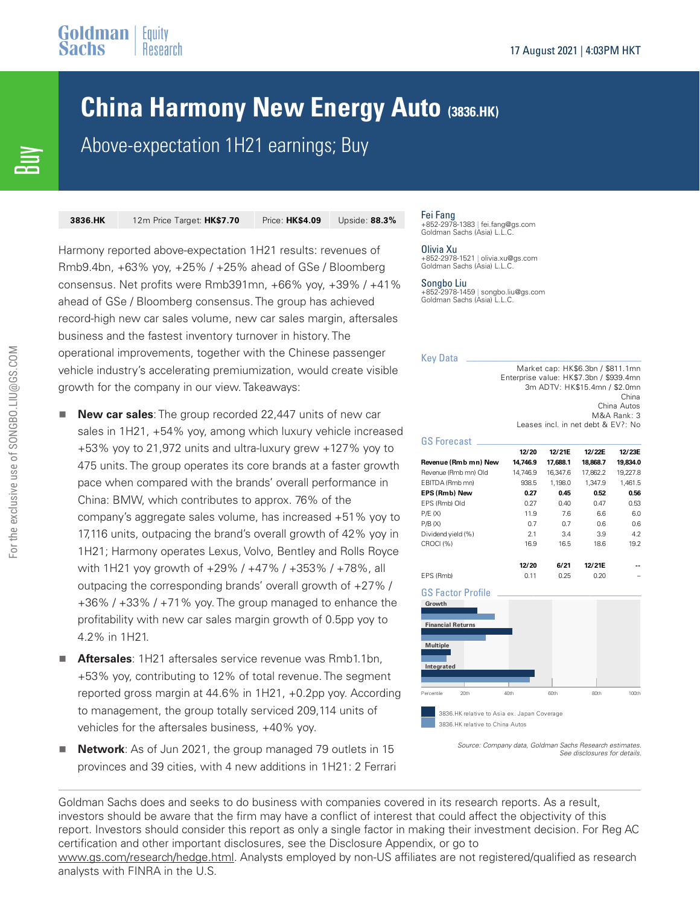Goldman Sachs | Equity Research

17 August 2021 | 4:03PM HKT

Buy

# China Harmony New Energy Auto (3836.HK)

## Above-expectation 1H21 earnings; Buy

| 3836.HK | 12m Price Target: HK$7.70 | Price: HK$4.09 | Upside: 88.3% |
|---|---|---|---|

Harmony reported above-expectation 1H21 results: revenues of Rmb9.4bn, +63% yoy, +25% / +25% ahead of GSe / Bloomberg consensus. Net profits were Rmb391mn, +66% yoy, +39% / +41% ahead of GSe / Bloomberg consensus. The group has achieved record-high new car sales volume, new car sales margin, aftersales business and the fastest inventory turnover in history. The operational improvements, together with the Chinese passenger vehicle industry's accelerating premiumization, would create visible growth for the company in our view. Takeaways:

- **New car sales**: The group recorded 22,447 units of new car sales in 1H21, +54% yoy, among which luxury vehicle increased +53% yoy to 21,972 units and ultra-luxury grew +127% yoy to 475 units. The group operates its core brands at a faster growth pace when compared with the brands' overall performance in China: BMW, which contributes to approx. 76% of the company's aggregate sales volume, has increased +51% yoy to 17,116 units, outpacing the brand's overall growth of 42% yoy in 1H21; Harmony operates Lexus, Volvo, Bentley and Rolls Royce with 1H21 yoy growth of +29% / +47% / +353% / +78%, all outpacing the corresponding brands' overall growth of +27% / +36% / +33% / +71% yoy. The group managed to enhance the profitability with new car sales margin growth of 0.5pp yoy to 4.2% in 1H21.
- **Aftersales**: 1H21 aftersales service revenue was Rmb1.1bn, +53% yoy, contributing to 12% of total revenue. The segment reported gross margin at 44.6% in 1H21, +0.2pp yoy. According to management, the group totally serviced 209,114 units of vehicles for the aftersales business, +40% yoy.
- **Network**: As of Jun 2021, the group managed 79 outlets in 15 provinces and 39 cities, with 4 new additions in 1H21: 2 Ferrari

Fei Fang
+852-2978-1383 | fei.fang@gs.com
Goldman Sachs (Asia) L.L.C.

Olivia Xu
+852-2978-1521 | olivia.xu@gs.com
Goldman Sachs (Asia) L.L.C.

Songbo Liu
+852-2978-1459 | songbo.liu@gs.com
Goldman Sachs (Asia) L.L.C.

### Key Data

Market cap: HK$6.3bn / $811.1mn
Enterprise value: HK$7.3bn / $939.4mn
3m ADTV: HK$15.4mn / $2.0mn
China
China Autos
M&A Rank: 3
Leases incl. in net debt & EV?: No

### GS Forecast

| | 12/20 | 12/21E | 12/22E | 12/23E |
|---|---|---|---|---|
| **Revenue (Rmb mn) New** | **14,746.9** | **17,688.1** | **18,868.7** | **19,834.0** |
| Revenue (Rmb mn) Old | 14,746.9 | 16,347.6 | 17,862.2 | 19,227.8 |
| EBITDA (Rmb mn) | 938.5 | 1,198.0 | 1,347.9 | 1,461.5 |
| **EPS (Rmb) New** | **0.27** | **0.45** | **0.52** | **0.56** |
| EPS (Rmb) Old | 0.27 | 0.40 | 0.47 | 0.53 |
| P/E (X) | 11.9 | 7.6 | 6.6 | 6.0 |
| P/B (X) | 0.7 | 0.7 | 0.6 | 0.6 |
| Dividend yield (%) | 2.1 | 3.4 | 3.9 | 4.2 |
| CROCI (%) | 16.9 | 16.5 | 18.6 | 19.2 |
| | **12/20** | **6/21** | **12/21E** | **--** |
| EPS (Rmb) | 0.11 | 0.25 | 0.20 | -- |

### GS Factor Profile

Growth
Financial Returns
Multiple
Integrated
Percentile 20th 40th 60th 80th 100th

3836.HK relative to Asia ex. Japan Coverage
3836.HK relative to China Autos

*Source: Company data, Goldman Sachs Research estimates. See disclosures for details.*

Goldman Sachs does and seeks to do business with companies covered in its research reports. As a result, investors should be aware that the firm may have a conflict of interest that could affect the objectivity of this report. Investors should consider this report as only a single factor in making their investment decision. For Reg AC certification and other important disclosures, see the Disclosure Appendix, or go to www.gs.com/research/hedge.html. Analysts employed by non-US affiliates are not registered/qualified as research analysts with FINRA in the U.S.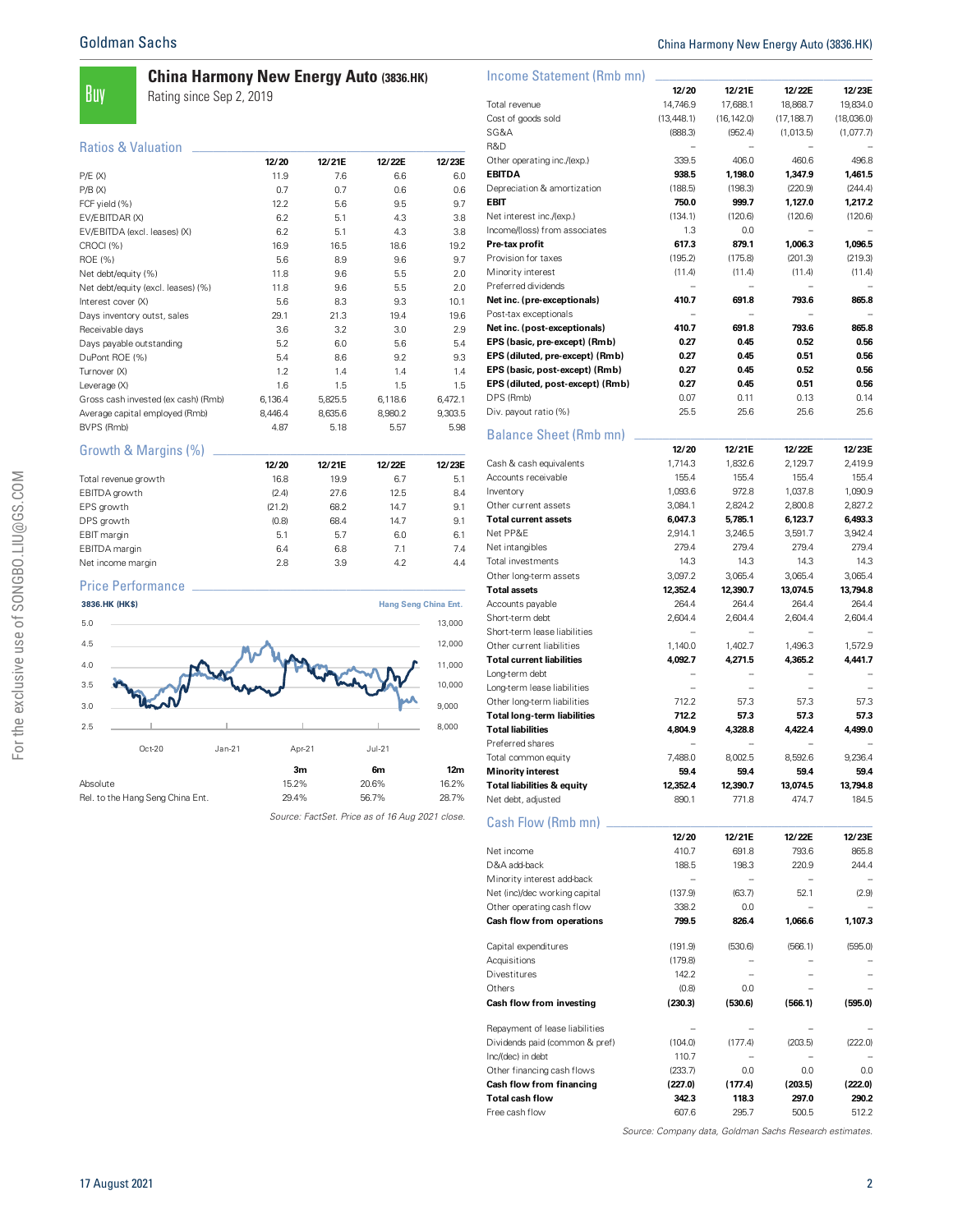# China Harmony New Energy Auto (3836.HK)

**Buy** — Rating since Sep 2, 2019

## Ratios & Valuation

| | 12/20 | 12/21E | 12/22E | 12/23E |
|---|---|---|---|---|
| P/E (X) | 11.9 | 7.6 | 6.6 | 6.0 |
| P/B (X) | 0.7 | 0.7 | 0.6 | 0.6 |
| FCF yield (%) | 12.2 | 5.6 | 9.5 | 9.7 |
| EV/EBITDAR (X) | 6.2 | 5.1 | 4.3 | 3.8 |
| EV/EBITDA (excl. leases) (X) | 6.2 | 5.1 | 4.3 | 3.8 |
| CROCI (%) | 16.9 | 16.5 | 18.6 | 19.2 |
| ROE (%) | 5.6 | 8.9 | 9.6 | 9.7 |
| Net debt/equity (%) | 11.8 | 9.6 | 5.5 | 2.0 |
| Net debt/equity (excl. leases) (%) | 11.8 | 9.6 | 5.5 | 2.0 |
| Interest cover (X) | 5.6 | 8.3 | 9.3 | 10.1 |
| Days inventory outst, sales | 29.1 | 21.3 | 19.4 | 19.6 |
| Receivable days | 3.6 | 3.2 | 3.0 | 2.9 |
| Days payable outstanding | 5.2 | 6.0 | 5.6 | 5.4 |
| DuPont ROE (%) | 5.4 | 8.6 | 9.2 | 9.3 |
| Turnover (X) | 1.2 | 1.4 | 1.4 | 1.4 |
| Leverage (X) | 1.6 | 1.5 | 1.5 | 1.5 |
| Gross cash invested (ex cash) (Rmb) | 6,136.4 | 5,825.5 | 6,118.6 | 6,472.1 |
| Average capital employed (Rmb) | 8,446.4 | 8,635.6 | 8,980.2 | 9,303.5 |
| BVPS (Rmb) | 4.87 | 5.18 | 5.57 | 5.98 |

## Growth & Margins (%)

| | 12/20 | 12/21E | 12/22E | 12/23E |
|---|---|---|---|---|
| Total revenue growth | 16.8 | 19.9 | 6.7 | 5.1 |
| EBITDA growth | (2.4) | 27.6 | 12.5 | 8.4 |
| EPS growth | (21.2) | 68.2 | 14.7 | 9.1 |
| DPS growth | (0.8) | 68.4 | 14.7 | 9.1 |
| EBIT margin | 5.1 | 5.7 | 6.0 | 6.1 |
| EBITDA margin | 6.4 | 6.8 | 7.1 | 7.4 |
| Net income margin | 2.8 | 3.9 | 4.2 | 4.4 |

## Price Performance

3836.HK (HK$)
Hang Seng China Ent.
5.0 4.5 4.0 3.5 3.0 2.5
13,000 12,000 11,000 10,000 9,000 8,000
Oct-20 Jan-21 Apr-21 Jul-21

| | 3m | 6m | 12m |
|---|---|---|---|
| Absolute | 15.2% | 20.6% | 16.2% |
| Rel. to the Hang Seng China Ent. | 29.4% | 56.7% | 28.7% |

*Source: FactSet. Price as of 16 Aug 2021 close.*

## Income Statement (Rmb mn)

| | 12/20 | 12/21E | 12/22E | 12/23E |
|---|---|---|---|---|
| Total revenue | 14,746.9 | 17,688.1 | 18,868.7 | 19,834.0 |
| Cost of goods sold | (13,448.1) | (16,142.0) | (17,188.7) | (18,036.0) |
| SG&A | (888.3) | (952.4) | (1,013.5) | (1,077.7) |
| R&D | – | – | – | – |
| Other operating inc./(exp.) | 339.5 | 406.0 | 460.6 | 496.8 |
| **EBITDA** | **938.5** | **1,198.0** | **1,347.9** | **1,461.5** |
| Depreciation & amortization | (188.5) | (198.3) | (220.9) | (244.4) |
| **EBIT** | **750.0** | **999.7** | **1,127.0** | **1,217.2** |
| Net interest inc./(exp.) | (134.1) | (120.6) | (120.6) | (120.6) |
| Income/(loss) from associates | 1.3 | 0.0 | – | – |
| **Pre-tax profit** | **617.3** | **879.1** | **1,006.3** | **1,096.5** |
| Provision for taxes | (195.2) | (175.8) | (201.3) | (219.3) |
| Minority interest | (11.4) | (11.4) | (11.4) | (11.4) |
| Preferred dividends | – | – | – | – |
| **Net inc. (pre-exceptionals)** | **410.7** | **691.8** | **793.6** | **865.8** |
| Post-tax exceptionals | – | – | – | – |
| **Net inc. (post-exceptionals)** | **410.7** | **691.8** | **793.6** | **865.8** |
| **EPS (basic, pre-except) (Rmb)** | **0.27** | **0.45** | **0.52** | **0.56** |
| **EPS (diluted, pre-except) (Rmb)** | **0.27** | **0.45** | **0.51** | **0.56** |
| **EPS (basic, post-except) (Rmb)** | **0.27** | **0.45** | **0.52** | **0.56** |
| **EPS (diluted, post-except) (Rmb)** | **0.27** | **0.45** | **0.51** | **0.56** |
| DPS (Rmb) | 0.07 | 0.11 | 0.13 | 0.14 |
| Div. payout ratio (%) | 25.5 | 25.6 | 25.6 | 25.6 |

## Balance Sheet (Rmb mn)

| | 12/20 | 12/21E | 12/22E | 12/23E |
|---|---|---|---|---|
| Cash & cash equivalents | 1,714.3 | 1,832.6 | 2,129.7 | 2,419.9 |
| Accounts receivable | 155.4 | 155.4 | 155.4 | 155.4 |
| Inventory | 1,093.6 | 972.8 | 1,037.8 | 1,090.9 |
| Other current assets | 3,084.1 | 2,824.2 | 2,800.8 | 2,827.2 |
| **Total current assets** | **6,047.3** | **5,785.1** | **6,123.7** | **6,493.3** |
| Net PP&E | 2,914.1 | 3,246.5 | 3,591.7 | 3,942.4 |
| Net intangibles | 279.4 | 279.4 | 279.4 | 279.4 |
| Total investments | 14.3 | 14.3 | 14.3 | 14.3 |
| Other long-term assets | 3,097.2 | 3,065.4 | 3,065.4 | 3,065.4 |
| **Total assets** | **12,352.4** | **12,390.7** | **13,074.5** | **13,794.8** |
| Accounts payable | 264.4 | 264.4 | 264.4 | 264.4 |
| Short-term debt | 2,604.4 | 2,604.4 | 2,604.4 | 2,604.4 |
| Short-term lease liabilities | – | – | – | – |
| Other current liabilities | 1,140.0 | 1,402.7 | 1,496.3 | 1,572.9 |
| **Total current liabilities** | **4,092.7** | **4,271.5** | **4,365.2** | **4,441.7** |
| Long-term debt | – | – | – | – |
| Long-term lease liabilities | – | – | – | – |
| Other long-term liabilities | 712.2 | 57.3 | 57.3 | 57.3 |
| **Total long-term liabilities** | **712.2** | **57.3** | **57.3** | **57.3** |
| **Total liabilities** | **4,804.9** | **4,328.8** | **4,422.4** | **4,499.0** |
| Preferred shares | – | – | – | – |
| Total common equity | 7,488.0 | 8,002.5 | 8,592.6 | 9,236.4 |
| **Minority interest** | **59.4** | **59.4** | **59.4** | **59.4** |
| **Total liabilities & equity** | **12,352.4** | **12,390.7** | **13,074.5** | **13,794.8** |
| Net debt, adjusted | 890.1 | 771.8 | 474.7 | 184.5 |

## Cash Flow (Rmb mn)

| | 12/20 | 12/21E | 12/22E | 12/23E |
|---|---|---|---|---|
| Net income | 410.7 | 691.8 | 793.6 | 865.8 |
| D&A add-back | 188.5 | 198.3 | 220.9 | 244.4 |
| Minority interest add-back | – | – | – | – |
| Net (inc)/dec working capital | (137.9) | (63.7) | 52.1 | (2.9) |
| Other operating cash flow | 338.2 | 0.0 | – | – |
| **Cash flow from operations** | **799.5** | **826.4** | **1,066.6** | **1,107.3** |
| Capital expenditures | (191.9) | (530.6) | (566.1) | (595.0) |
| Acquisitions | (179.8) | – | – | – |
| Divestitures | 142.2 | – | – | – |
| Others | (0.8) | 0.0 | – | – |
| **Cash flow from investing** | **(230.3)** | **(530.6)** | **(566.1)** | **(595.0)** |
| Repayment of lease liabilities | – | – | – | – |
| Dividends paid (common & pref) | (104.0) | (177.4) | (203.5) | (222.0) |
| Inc/(dec) in debt | 110.7 | – | – | – |
| Other financing cash flows | (233.7) | 0.0 | 0.0 | 0.0 |
| **Cash flow from financing** | **(227.0)** | **(177.4)** | **(203.5)** | **(222.0)** |
| **Total cash flow** | **342.3** | **118.3** | **297.0** | **290.2** |
| Free cash flow | 607.6 | 295.7 | 500.5 | 512.2 |

*Source: Company data, Goldman Sachs Research estimates.*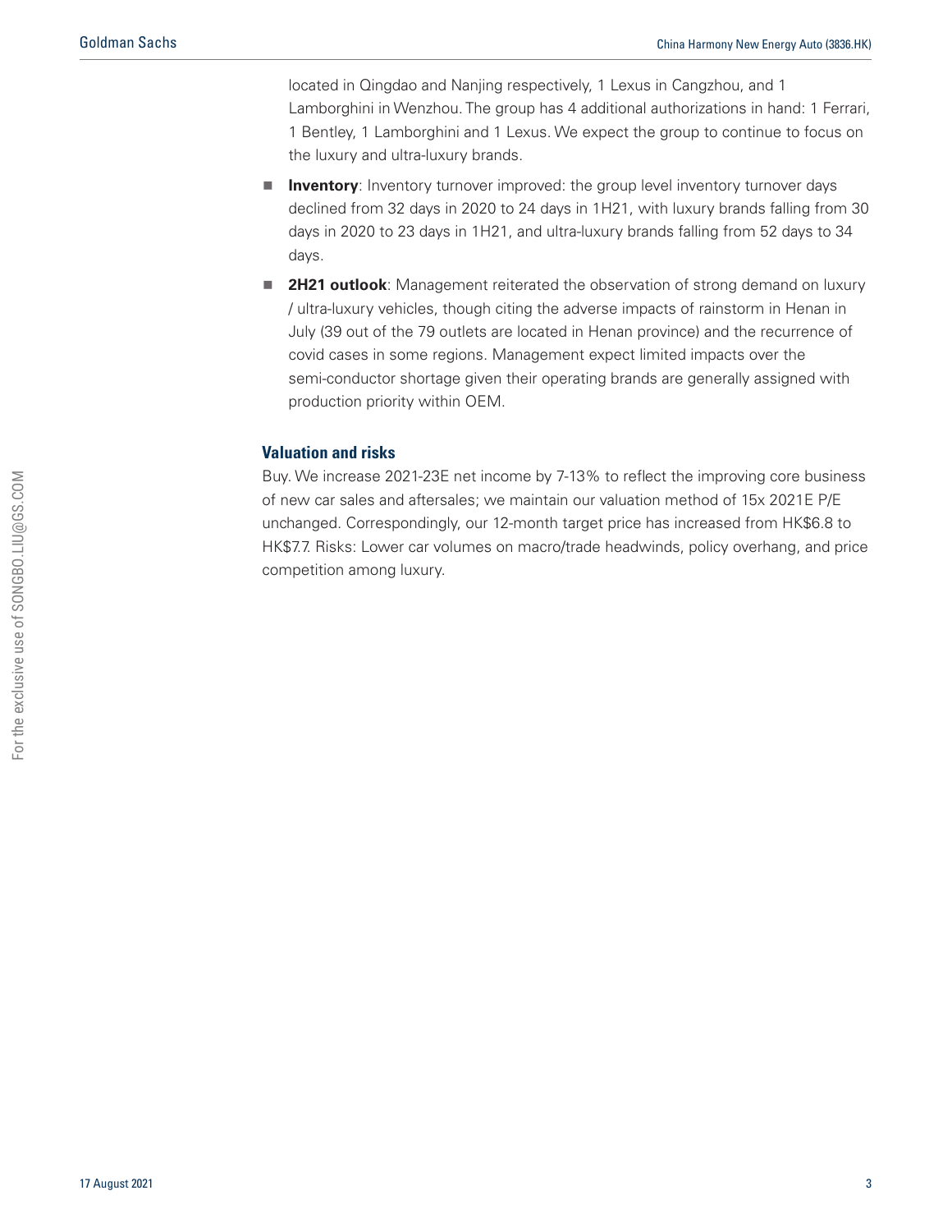located in Qingdao and Nanjing respectively, 1 Lexus in Cangzhou, and 1 Lamborghini in Wenzhou. The group has 4 additional authorizations in hand: 1 Ferrari, 1 Bentley, 1 Lamborghini and 1 Lexus. We expect the group to continue to focus on the luxury and ultra-luxury brands.

- **Inventory**: Inventory turnover improved: the group level inventory turnover days declined from 32 days in 2020 to 24 days in 1H21, with luxury brands falling from 30 days in 2020 to 23 days in 1H21, and ultra-luxury brands falling from 52 days to 34 days.
- **2H21 outlook**: Management reiterated the observation of strong demand on luxury / ultra-luxury vehicles, though citing the adverse impacts of rainstorm in Henan in July (39 out of the 79 outlets are located in Henan province) and the recurrence of covid cases in some regions. Management expect limited impacts over the semi-conductor shortage given their operating brands are generally assigned with production priority within OEM.

### Valuation and risks

Buy. We increase 2021-23E net income by 7-13% to reflect the improving core business of new car sales and aftersales; we maintain our valuation method of 15x 2021E P/E unchanged. Correspondingly, our 12-month target price has increased from HK$6.8 to HK$7.7. Risks: Lower car volumes on macro/trade headwinds, policy overhang, and price competition among luxury.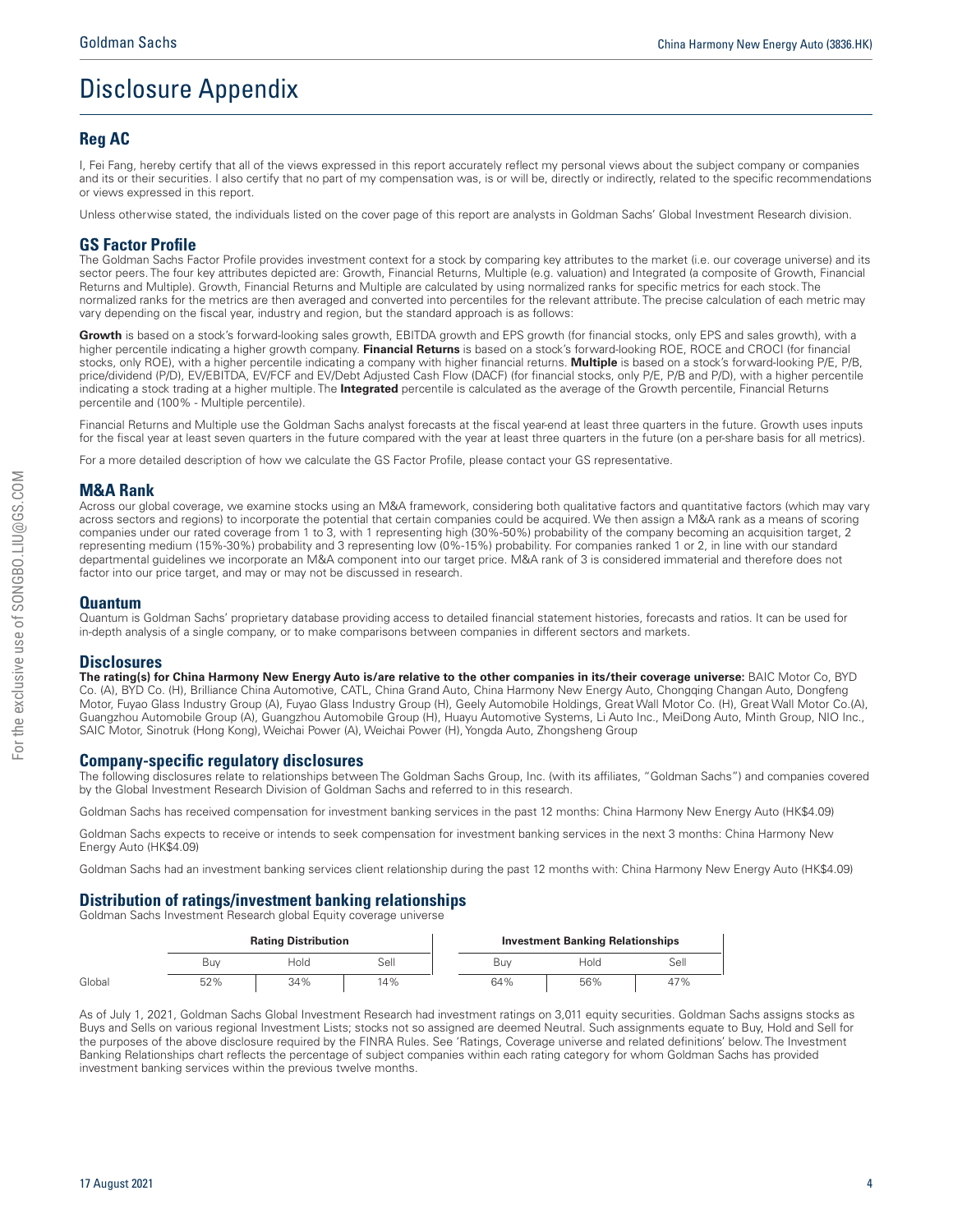# Disclosure Appendix

## Reg AC

I, Fei Fang, hereby certify that all of the views expressed in this report accurately reflect my personal views about the subject company or companies and its or their securities. I also certify that no part of my compensation was, is or will be, directly or indirectly, related to the specific recommendations or views expressed in this report.

Unless otherwise stated, the individuals listed on the cover page of this report are analysts in Goldman Sachs' Global Investment Research division.

## GS Factor Profile

The Goldman Sachs Factor Profile provides investment context for a stock by comparing key attributes to the market (i.e. our coverage universe) and its sector peers. The four key attributes depicted are: Growth, Financial Returns, Multiple (e.g. valuation) and Integrated (a composite of Growth, Financial Returns and Multiple). Growth, Financial Returns and Multiple are calculated by using normalized ranks for specific metrics for each stock. The normalized ranks for the metrics are then averaged and converted into percentiles for the relevant attribute. The precise calculation of each metric may vary depending on the fiscal year, industry and region, but the standard approach is as follows:

**Growth** is based on a stock's forward-looking sales growth, EBITDA growth and EPS growth (for financial stocks, only EPS and sales growth), with a higher percentile indicating a higher growth company. **Financial Returns** is based on a stock's forward-looking ROE, ROCE and CROCI (for financial stocks, only ROE), with a higher percentile indicating a company with higher financial returns. **Multiple** is based on a stock's forward-looking P/E, P/B, price/dividend (P/D), EV/EBITDA, EV/FCF and EV/Debt Adjusted Cash Flow (DACF) (for financial stocks, only P/E, P/B and P/D), with a higher percentile indicating a stock trading at a higher multiple. The **Integrated** percentile is calculated as the average of the Growth percentile, Financial Returns percentile and (100% - Multiple percentile).

Financial Returns and Multiple use the Goldman Sachs analyst forecasts at the fiscal year-end at least three quarters in the future. Growth uses inputs for the fiscal year at least seven quarters in the future compared with the year at least three quarters in the future (on a per-share basis for all metrics).

For a more detailed description of how we calculate the GS Factor Profile, please contact your GS representative.

## M&A Rank

Across our global coverage, we examine stocks using an M&A framework, considering both qualitative factors and quantitative factors (which may vary across sectors and regions) to incorporate the potential that certain companies could be acquired. We then assign a M&A rank as a means of scoring companies under our rated coverage from 1 to 3, with 1 representing high (30%-50%) probability of the company becoming an acquisition target, 2 representing medium (15%-30%) probability and 3 representing low (0%-15%) probability. For companies ranked 1 or 2, in line with our standard departmental guidelines we incorporate an M&A component into our target price. M&A rank of 3 is considered immaterial and therefore does not factor into our price target, and may or may not be discussed in research.

## Quantum

Quantum is Goldman Sachs' proprietary database providing access to detailed financial statement histories, forecasts and ratios. It can be used for in-depth analysis of a single company, or to make comparisons between companies in different sectors and markets.

## Disclosures

**The rating(s) for China Harmony New Energy Auto is/are relative to the other companies in its/their coverage universe:** BAIC Motor Co, BYD Co. (A), BYD Co. (H), Brilliance China Automotive, CATL, China Grand Auto, China Harmony New Energy Auto, Chongqing Changan Auto, Dongfeng Motor, Fuyao Glass Industry Group (A), Fuyao Glass Industry Group (H), Geely Automobile Holdings, Great Wall Motor Co. (H), Great Wall Motor Co.(A), Guangzhou Automobile Group (A), Guangzhou Automobile Group (H), Huayu Automotive Systems, Li Auto Inc., MeiDong Auto, Minth Group, NIO Inc., SAIC Motor, Sinotruk (Hong Kong), Weichai Power (A), Weichai Power (H), Yongda Auto, Zhongsheng Group

## Company-specific regulatory disclosures

The following disclosures relate to relationships between The Goldman Sachs Group, Inc. (with its affiliates, "Goldman Sachs") and companies covered by the Global Investment Research Division of Goldman Sachs and referred to in this research.

Goldman Sachs has received compensation for investment banking services in the past 12 months: China Harmony New Energy Auto (HK$4.09)

Goldman Sachs expects to receive or intends to seek compensation for investment banking services in the next 3 months: China Harmony New Energy Auto (HK$4.09)

Goldman Sachs had an investment banking services client relationship during the past 12 months with: China Harmony New Energy Auto (HK$4.09)

## Distribution of ratings/investment banking relationships

Goldman Sachs Investment Research global Equity coverage universe

| | Rating Distribution | | | Investment Banking Relationships | | |
|---|---|---|---|---|---|---|
| | Buy | Hold | Sell | Buy | Hold | Sell |
| Global | 52% | 34% | 14% | 64% | 56% | 47% |

As of July 1, 2021, Goldman Sachs Global Investment Research had investment ratings on 3,011 equity securities. Goldman Sachs assigns stocks as Buys and Sells on various regional Investment Lists; stocks not so assigned are deemed Neutral. Such assignments equate to Buy, Hold and Sell for the purposes of the above disclosure required by the FINRA Rules. See 'Ratings, Coverage universe and related definitions' below. The Investment Banking Relationships chart reflects the percentage of subject companies within each rating category for whom Goldman Sachs has provided investment banking services within the previous twelve months.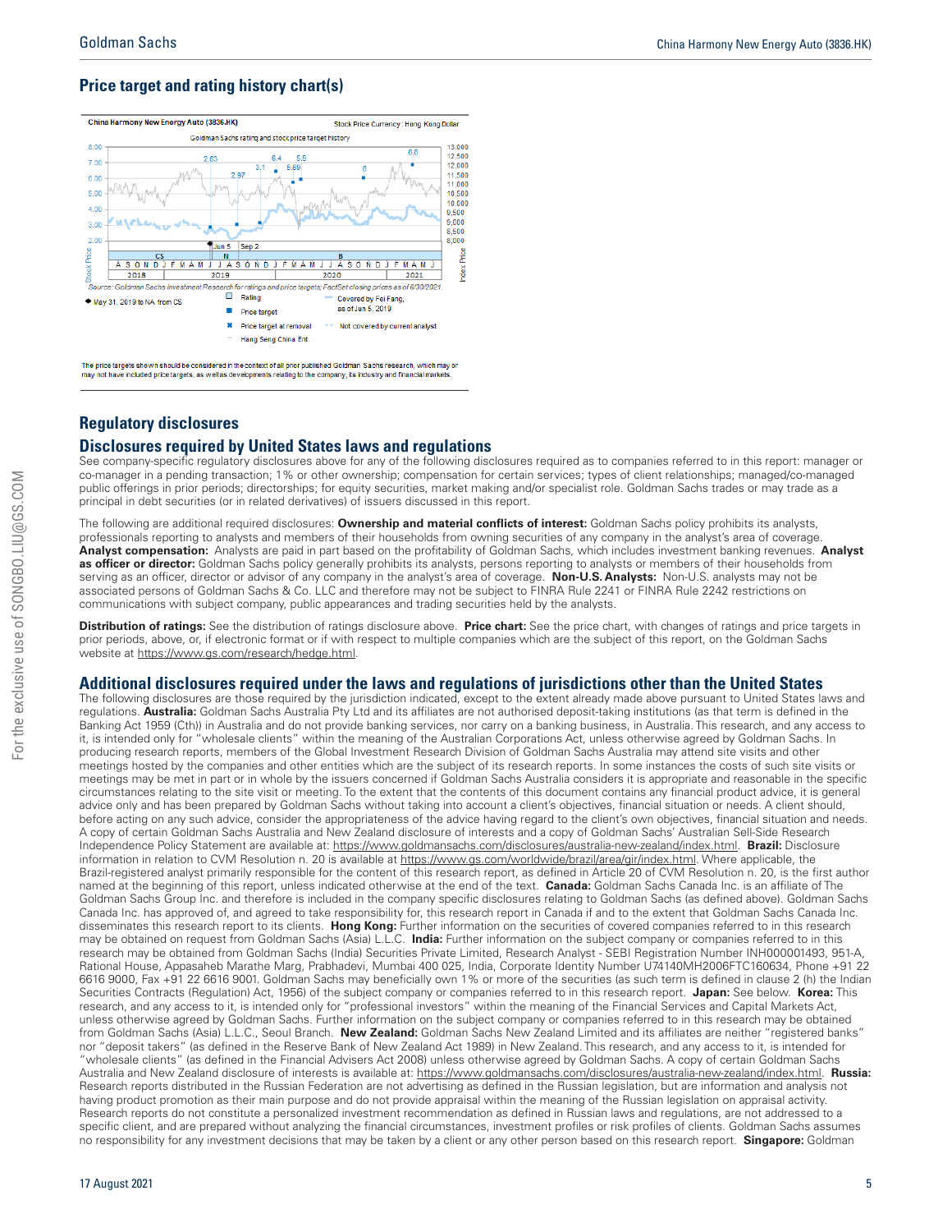## Price target and rating history chart(s)

China Harmony New Energy Auto (3836.HK)

Stock Price Currency: Hong Kong Dollar

Goldman Sachs rating and stock price target history

8.00
7.00
6.00
5.00
4.00
3.00
2.00

13,000
12,500
12,000
11,500
11,000
10,500
10,000
9,500
9,000
8,500
8,000

2.83 2.97 3.1 6.4 5.89 5.9 6 6.8

Jun 5 Sep 2

CS N B

A S O N D J F M A M J J A S O N D J F M A M J J A S O N D J F M A M J

2018 2019 2020 2021

Stock Price

Index Price

Source: Goldman Sachs investment Research for ratings and price targets; FactSet closing prices as of 6/30/2021.

◆ May 31, 2019 to NA from CS

Rating

Price target

Price target at removal

Hang Seng China Ent.

Covered by Fei Fang, as of Jun 5, 2019

Not covered by current analyst

The price targets shown should be considered in the context of all prior published Goldman Sachs research, which may or may not have included price targets, as well as developments relating to the company, its industry and financial markets.

## Regulatory disclosures

### Disclosures required by United States laws and regulations

See company-specific regulatory disclosures above for any of the following disclosures required as to companies referred to in this report: manager or co-manager in a pending transaction; 1% or other ownership; compensation for certain services; types of client relationships; managed/co-managed public offerings in prior periods; directorships; for equity securities, market making and/or specialist role. Goldman Sachs trades or may trade as a principal in debt securities (or in related derivatives) of issuers discussed in this report.

The following are additional required disclosures: **Ownership and material conflicts of interest:** Goldman Sachs policy prohibits its analysts, professionals reporting to analysts and members of their households from owning securities of any company in the analyst's area of coverage. **Analyst compensation:** Analysts are paid in part based on the profitability of Goldman Sachs, which includes investment banking revenues. **Analyst as officer or director:** Goldman Sachs policy generally prohibits its analysts, persons reporting to analysts or members of their households from serving as an officer, director or advisor of any company in the analyst's area of coverage. **Non-U.S. Analysts:** Non-U.S. analysts may not be associated persons of Goldman Sachs & Co. LLC and therefore may not be subject to FINRA Rule 2241 or FINRA Rule 2242 restrictions on communications with subject company, public appearances and trading securities held by the analysts.

**Distribution of ratings:** See the distribution of ratings disclosure above. **Price chart:** See the price chart, with changes of ratings and price targets in prior periods, above, or, if electronic format or if with respect to multiple companies which are the subject of this report, on the Goldman Sachs website at https://www.gs.com/research/hedge.html.

### Additional disclosures required under the laws and regulations of jurisdictions other than the United States

The following disclosures are those required by the jurisdiction indicated, except to the extent already made above pursuant to United States laws and regulations. **Australia:** Goldman Sachs Australia Pty Ltd and its affiliates are not authorised deposit-taking institutions (as that term is defined in the Banking Act 1959 (Cth)) in Australia and do not provide banking services, nor carry on a banking business, in Australia. This research, and any access to it, is intended only for "wholesale clients" within the meaning of the Australian Corporations Act, unless otherwise agreed by Goldman Sachs. In producing research reports, members of the Global Investment Research Division of Goldman Sachs Australia may attend site visits and other meetings hosted by the companies and other entities which are the subject of its research reports. In some instances the costs of such site visits or meetings may be met in part or in whole by the issuers concerned if Goldman Sachs Australia considers it is appropriate and reasonable in the specific circumstances relating to the site visit or meeting. To the extent that the contents of this document contains any financial product advice, it is general advice only and has been prepared by Goldman Sachs without taking into account a client's objectives, financial situation or needs. A client should, before acting on any such advice, consider the appropriateness of the advice having regard to the client's own objectives, financial situation and needs. A copy of certain Goldman Sachs Australia and New Zealand disclosure of interests and a copy of Goldman Sachs' Australian Sell-Side Research Independence Policy Statement are available at: https://www.goldmansachs.com/disclosures/australia-new-zealand/index.html. **Brazil:** Disclosure information in relation to CVM Resolution n. 20 is available at https://www.gs.com/worldwide/brazil/area/gir/index.html. Where applicable, the Brazil-registered analyst primarily responsible for the content of this research report, as defined in Article 20 of CVM Resolution n. 20, is the first author named at the beginning of this report, unless indicated otherwise at the end of the text. **Canada:** Goldman Sachs Canada Inc. is an affiliate of The Goldman Sachs Group Inc. and therefore is included in the company specific disclosures relating to Goldman Sachs (as defined above). Goldman Sachs Canada Inc. has approved of, and agreed to take responsibility for, this research report in Canada if and to the extent that Goldman Sachs Canada Inc. disseminates this research report to its clients. **Hong Kong:** Further information on the securities of covered companies referred to in this research may be obtained on request from Goldman Sachs (Asia) L.L.C. **India:** Further information on the subject company or companies referred to in this research may be obtained from Goldman Sachs (India) Securities Private Limited, Research Analyst - SEBI Registration Number INH000001493, 951-A, Rational House, Appasaheb Marathe Marg, Prabhadevi, Mumbai 400 025, India, Corporate Identity Number U74140MH2006FTC160634, Phone +91 22 6616 9000, Fax +91 22 6616 9001. Goldman Sachs may beneficially own 1% or more of the securities (as such term is defined in clause 2 (h) the Indian Securities Contracts (Regulation) Act, 1956) of the subject company or companies referred to in this research report. **Japan:** See below. **Korea:** This research, and any access to it, is intended only for "professional investors" within the meaning of the Financial Services and Capital Markets Act, unless otherwise agreed by Goldman Sachs. Further information on the subject company or companies referred to in this research may be obtained from Goldman Sachs (Asia) L.L.C., Seoul Branch. **New Zealand:** Goldman Sachs New Zealand Limited and its affiliates are neither "registered banks" nor "deposit takers" (as defined in the Reserve Bank of New Zealand Act 1989) in New Zealand. This research, and any access to it, is intended for "wholesale clients" (as defined in the Financial Advisers Act 2008) unless otherwise agreed by Goldman Sachs. A copy of certain Goldman Sachs Australia and New Zealand disclosure of interests is available at: https://www.goldmansachs.com/disclosures/australia-new-zealand/index.html. **Russia:** Research reports distributed in the Russian Federation are not advertising as defined in the Russian legislation, but are information and analysis not having product promotion as their main purpose and do not provide appraisal within the meaning of the Russian legislation on appraisal activity. Research reports do not constitute a personalized investment recommendation as defined in Russian laws and regulations, are not addressed to a specific client, and are prepared without analyzing the financial circumstances, investment profiles or risk profiles of clients. Goldman Sachs assumes no responsibility for any investment decisions that may be taken by a client or any other person based on this research report. **Singapore:** Goldman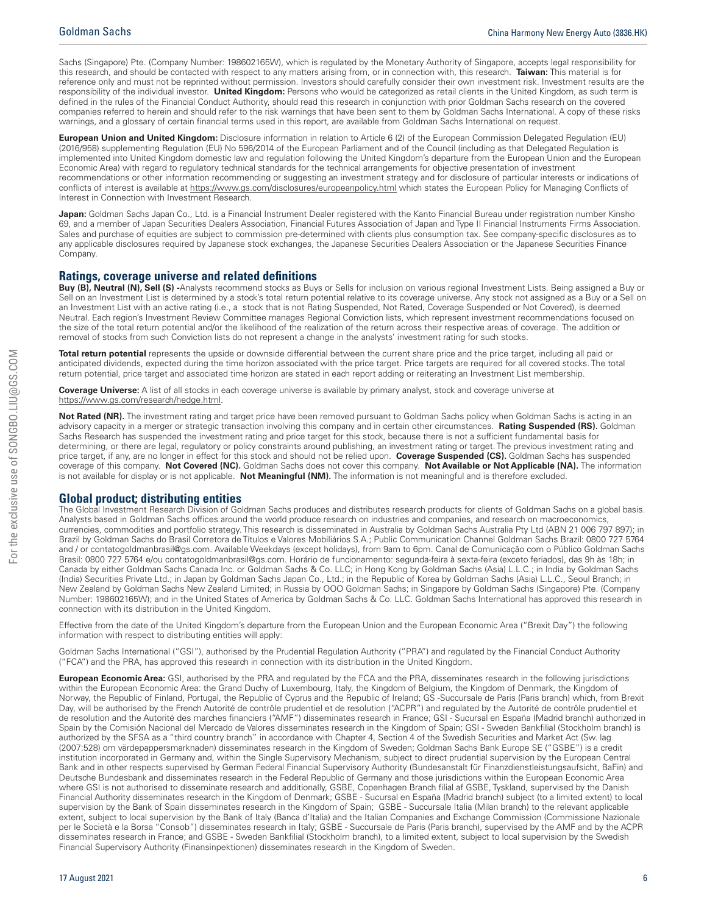Sachs (Singapore) Pte. (Company Number: 198602165W), which is regulated by the Monetary Authority of Singapore, accepts legal responsibility for this research, and should be contacted with respect to any matters arising from, or in connection with, this research. **Taiwan:** This material is for reference only and must not be reprinted without permission. Investors should carefully consider their own investment risk. Investment results are the responsibility of the individual investor. **United Kingdom:** Persons who would be categorized as retail clients in the United Kingdom, as such term is defined in the rules of the Financial Conduct Authority, should read this research in conjunction with prior Goldman Sachs research on the covered companies referred to herein and should refer to the risk warnings that have been sent to them by Goldman Sachs International. A copy of these risks warnings, and a glossary of certain financial terms used in this report, are available from Goldman Sachs International on request.

**European Union and United Kingdom:** Disclosure information in relation to Article 6 (2) of the European Commission Delegated Regulation (EU) (2016/958) supplementing Regulation (EU) No 596/2014 of the European Parliament and of the Council (including as that Delegated Regulation is implemented into United Kingdom domestic law and regulation following the United Kingdom's departure from the European Union and the European Economic Area) with regard to regulatory technical standards for the technical arrangements for objective presentation of investment recommendations or other information recommending or suggesting an investment strategy and for disclosure of particular interests or indications of conflicts of interest is available at https://www.gs.com/disclosures/europeanpolicy.html which states the European Policy for Managing Conflicts of Interest in Connection with Investment Research.

**Japan:** Goldman Sachs Japan Co., Ltd. is a Financial Instrument Dealer registered with the Kanto Financial Bureau under registration number Kinsho 69, and a member of Japan Securities Dealers Association, Financial Futures Association of Japan and Type II Financial Instruments Firms Association. Sales and purchase of equities are subject to commission pre-determined with clients plus consumption tax. See company-specific disclosures as to any applicable disclosures required by Japanese stock exchanges, the Japanese Securities Dealers Association or the Japanese Securities Finance Company.

## Ratings, coverage universe and related definitions

**Buy (B), Neutral (N), Sell (S) -**Analysts recommend stocks as Buys or Sells for inclusion on various regional Investment Lists. Being assigned a Buy or Sell on an Investment List is determined by a stock's total return potential relative to its coverage universe. Any stock not assigned as a Buy or a Sell on an Investment List with an active rating (i.e., a stock that is not Rating Suspended, Not Rated, Coverage Suspended or Not Covered), is deemed Neutral. Each region's Investment Review Committee manages Regional Conviction lists, which represent investment recommendations focused on the size of the total return potential and/or the likelihood of the realization of the return across their respective areas of coverage. The addition or removal of stocks from such Conviction lists do not represent a change in the analysts' investment rating for such stocks.

**Total return potential** represents the upside or downside differential between the current share price and the price target, including all paid or anticipated dividends, expected during the time horizon associated with the price target. Price targets are required for all covered stocks. The total return potential, price target and associated time horizon are stated in each report adding or reiterating an Investment List membership.

**Coverage Universe:** A list of all stocks in each coverage universe is available by primary analyst, stock and coverage universe at https://www.gs.com/research/hedge.html.

**Not Rated (NR).** The investment rating and target price have been removed pursuant to Goldman Sachs policy when Goldman Sachs is acting in an advisory capacity in a merger or strategic transaction involving this company and in certain other circumstances. **Rating Suspended (RS).** Goldman Sachs Research has suspended the investment rating and price target for this stock, because there is not a sufficient fundamental basis for determining, or there are legal, regulatory or policy constraints around publishing, an investment rating or target. The previous investment rating and price target, if any, are no longer in effect for this stock and should not be relied upon. **Coverage Suspended (CS).** Goldman Sachs has suspended coverage of this company. **Not Covered (NC).** Goldman Sachs does not cover this company. **Not Available or Not Applicable (NA).** The information is not available for display or is not applicable. **Not Meaningful (NM).** The information is not meaningful and is therefore excluded.

## Global product; distributing entities

The Global Investment Research Division of Goldman Sachs produces and distributes research products for clients of Goldman Sachs on a global basis. Analysts based in Goldman Sachs offices around the world produce research on industries and companies, and research on macroeconomics, currencies, commodities and portfolio strategy. This research is disseminated in Australia by Goldman Sachs Australia Pty Ltd (ABN 21 006 797 897); in Brazil by Goldman Sachs do Brasil Corretora de Títulos e Valores Mobiliários S.A.; Public Communication Channel Goldman Sachs Brazil: 0800 727 5764 and / or contatogoldmanbrasil@gs.com. Available Weekdays (except holidays), from 9am to 6pm. Canal de Comunicação com o Público Goldman Sachs Brasil: 0800 727 5764 e/ou contatogoldmanbrasil@gs.com. Horário de funcionamento: segunda-feira à sexta-feira (exceto feriados), das 9h às 18h; in Canada by either Goldman Sachs Canada Inc. or Goldman Sachs & Co. LLC; in Hong Kong by Goldman Sachs (Asia) L.L.C.; in India by Goldman Sachs (India) Securities Private Ltd.; in Japan by Goldman Sachs Japan Co., Ltd.; in the Republic of Korea by Goldman Sachs (Asia) L.L.C., Seoul Branch; in New Zealand by Goldman Sachs New Zealand Limited; in Russia by OOO Goldman Sachs; in Singapore by Goldman Sachs (Singapore) Pte. (Company Number: 198602165W); and in the United States of America by Goldman Sachs & Co. LLC. Goldman Sachs International has approved this research in connection with its distribution in the United Kingdom.

Effective from the date of the United Kingdom's departure from the European Union and the European Economic Area ("Brexit Day") the following information with respect to distributing entities will apply:

Goldman Sachs International ("GSI"), authorised by the Prudential Regulation Authority ("PRA") and regulated by the Financial Conduct Authority ("FCA") and the PRA, has approved this research in connection with its distribution in the United Kingdom.

**European Economic Area:** GSI, authorised by the PRA and regulated by the FCA and the PRA, disseminates research in the following jurisdictions within the European Economic Area: the Grand Duchy of Luxembourg, Italy, the Kingdom of Belgium, the Kingdom of Denmark, the Kingdom of Norway, the Republic of Finland, Portugal, the Republic of Cyprus and the Republic of Ireland; GS -Succursale de Paris (Paris branch) which, from Brexit Day, will be authorised by the French Autorité de contrôle prudentiel et de resolution ("ACPR") and regulated by the Autorité de contrôle prudentiel et de resolution and the Autorité des marches financiers ("AMF") disseminates research in France; GSI - Sucursal en España (Madrid branch) authorized in Spain by the Comisión Nacional del Mercado de Valores disseminates research in the Kingdom of Spain; GSI - Sweden Bankfilial (Stockholm branch) is authorized by the SFSA as a "third country branch" in accordance with Chapter 4, Section 4 of the Swedish Securities and Market Act (Sw. lag (2007:528) om värdepappersmarknaden) disseminates research in the Kingdom of Sweden; Goldman Sachs Bank Europe SE ("GSBE") is a credit institution incorporated in Germany and, within the Single Supervisory Mechanism, subject to direct prudential supervision by the European Central Bank and in other respects supervised by German Federal Financial Supervisory Authority (Bundesanstalt für Finanzdienstleistungsaufsicht, BaFin) and Deutsche Bundesbank and disseminates research in the Federal Republic of Germany and those jurisdictions within the European Economic Area where GSI is not authorised to disseminate research and additionally, GSBE, Copenhagen Branch filial af GSBE, Tyskland, supervised by the Danish Financial Authority disseminates research in the Kingdom of Denmark; GSBE - Sucursal en España (Madrid branch) subject (to a limited extent) to local supervision by the Bank of Spain disseminates research in the Kingdom of Spain; GSBE - Succursale Italia (Milan branch) to the relevant applicable extent, subject to local supervision by the Bank of Italy (Banca d'Italia) and the Italian Companies and Exchange Commission (Commissione Nazionale per le Società e la Borsa "Consob") disseminates research in Italy; GSBE - Succursale de Paris (Paris branch), supervised by the AMF and by the ACPR disseminates research in France; and GSBE - Sweden Bankfilial (Stockholm branch), to a limited extent, subject to local supervision by the Swedish Financial Supervisory Authority (Finansinpektionen) disseminates research in the Kingdom of Sweden.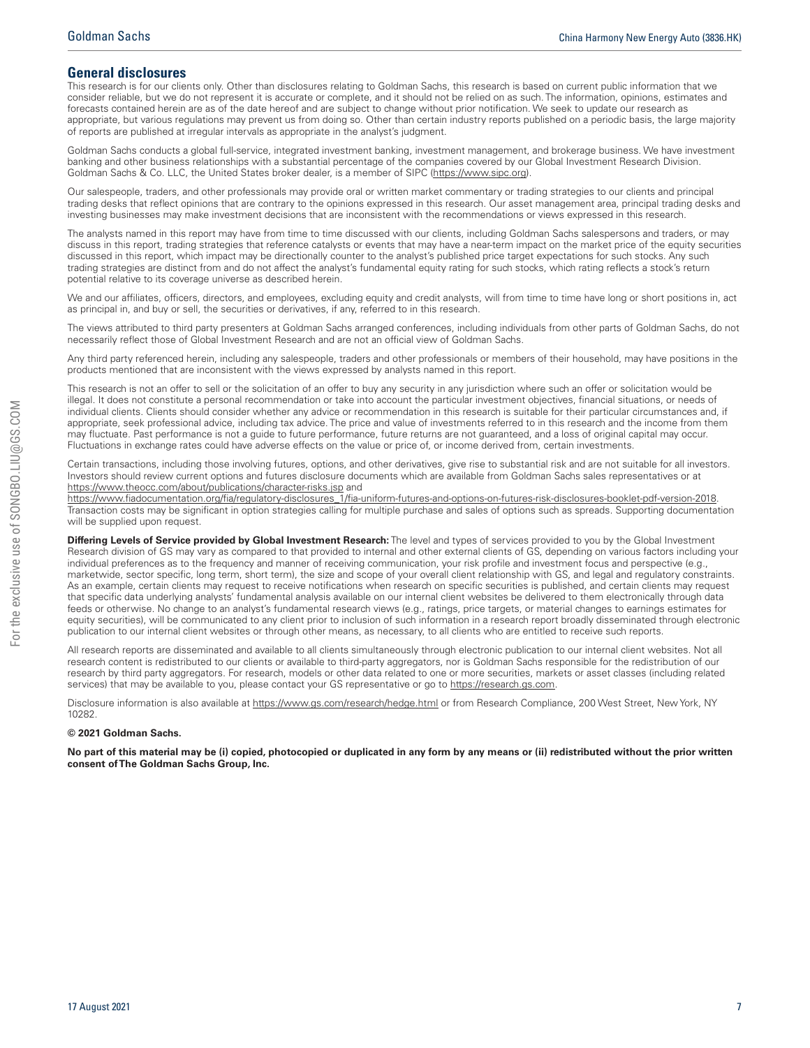## General disclosures

This research is for our clients only. Other than disclosures relating to Goldman Sachs, this research is based on current public information that we consider reliable, but we do not represent it is accurate or complete, and it should not be relied on as such. The information, opinions, estimates and forecasts contained herein are as of the date hereof and are subject to change without prior notification. We seek to update our research as appropriate, but various regulations may prevent us from doing so. Other than certain industry reports published on a periodic basis, the large majority of reports are published at irregular intervals as appropriate in the analyst's judgment.

Goldman Sachs conducts a global full-service, integrated investment banking, investment management, and brokerage business. We have investment banking and other business relationships with a substantial percentage of the companies covered by our Global Investment Research Division. Goldman Sachs & Co. LLC, the United States broker dealer, is a member of SIPC (https://www.sipc.org).

Our salespeople, traders, and other professionals may provide oral or written market commentary or trading strategies to our clients and principal trading desks that reflect opinions that are contrary to the opinions expressed in this research. Our asset management area, principal trading desks and investing businesses may make investment decisions that are inconsistent with the recommendations or views expressed in this research.

The analysts named in this report may have from time to time discussed with our clients, including Goldman Sachs salespersons and traders, or may discuss in this report, trading strategies that reference catalysts or events that may have a near-term impact on the market price of the equity securities discussed in this report, which impact may be directionally counter to the analyst's published price target expectations for such stocks. Any such trading strategies are distinct from and do not affect the analyst's fundamental equity rating for such stocks, which rating reflects a stock's return potential relative to its coverage universe as described herein.

We and our affiliates, officers, directors, and employees, excluding equity and credit analysts, will from time to time have long or short positions in, act as principal in, and buy or sell, the securities or derivatives, if any, referred to in this research.

The views attributed to third party presenters at Goldman Sachs arranged conferences, including individuals from other parts of Goldman Sachs, do not necessarily reflect those of Global Investment Research and are not an official view of Goldman Sachs.

Any third party referenced herein, including any salespeople, traders and other professionals or members of their household, may have positions in the products mentioned that are inconsistent with the views expressed by analysts named in this report.

This research is not an offer to sell or the solicitation of an offer to buy any security in any jurisdiction where such an offer or solicitation would be illegal. It does not constitute a personal recommendation or take into account the particular investment objectives, financial situations, or needs of individual clients. Clients should consider whether any advice or recommendation in this research is suitable for their particular circumstances and, if appropriate, seek professional advice, including tax advice. The price and value of investments referred to in this research and the income from them may fluctuate. Past performance is not a guide to future performance, future returns are not guaranteed, and a loss of original capital may occur. Fluctuations in exchange rates could have adverse effects on the value or price of, or income derived from, certain investments.

Certain transactions, including those involving futures, options, and other derivatives, give rise to substantial risk and are not suitable for all investors. Investors should review current options and futures disclosure documents which are available from Goldman Sachs sales representatives or at https://www.theocc.com/about/publications/character-risks.jsp and https://www.fiadocumentation.org/fia/regulatory-disclosures_1/fia-uniform-futures-and-options-on-futures-risk-disclosures-booklet-pdf-version-2018. Transaction costs may be significant in option strategies calling for multiple purchase and sales of options such as spreads. Supporting documentation will be supplied upon request.

**Differing Levels of Service provided by Global Investment Research:** The level and types of services provided to you by the Global Investment Research division of GS may vary as compared to that provided to internal and other external clients of GS, depending on various factors including your individual preferences as to the frequency and manner of receiving communication, your risk profile and investment focus and perspective (e.g., marketwide, sector specific, long term, short term), the size and scope of your overall client relationship with GS, and legal and regulatory constraints. As an example, certain clients may request to receive notifications when research on specific securities is published, and certain clients may request that specific data underlying analysts' fundamental analysis available on our internal client websites be delivered to them electronically through data feeds or otherwise. No change to an analyst's fundamental research views (e.g., ratings, price targets, or material changes to earnings estimates for equity securities), will be communicated to any client prior to inclusion of such information in a research report broadly disseminated through electronic publication to our internal client websites or through other means, as necessary, to all clients who are entitled to receive such reports.

All research reports are disseminated and available to all clients simultaneously through electronic publication to our internal client websites. Not all research content is redistributed to our clients or available to third-party aggregators, nor is Goldman Sachs responsible for the redistribution of our research by third party aggregators. For research, models or other data related to one or more securities, markets or asset classes (including related services) that may be available to you, please contact your GS representative or go to https://research.gs.com.

Disclosure information is also available at https://www.gs.com/research/hedge.html or from Research Compliance, 200 West Street, New York, NY 10282.

**© 2021 Goldman Sachs.**

**No part of this material may be (i) copied, photocopied or duplicated in any form by any means or (ii) redistributed without the prior written consent of The Goldman Sachs Group, Inc.**